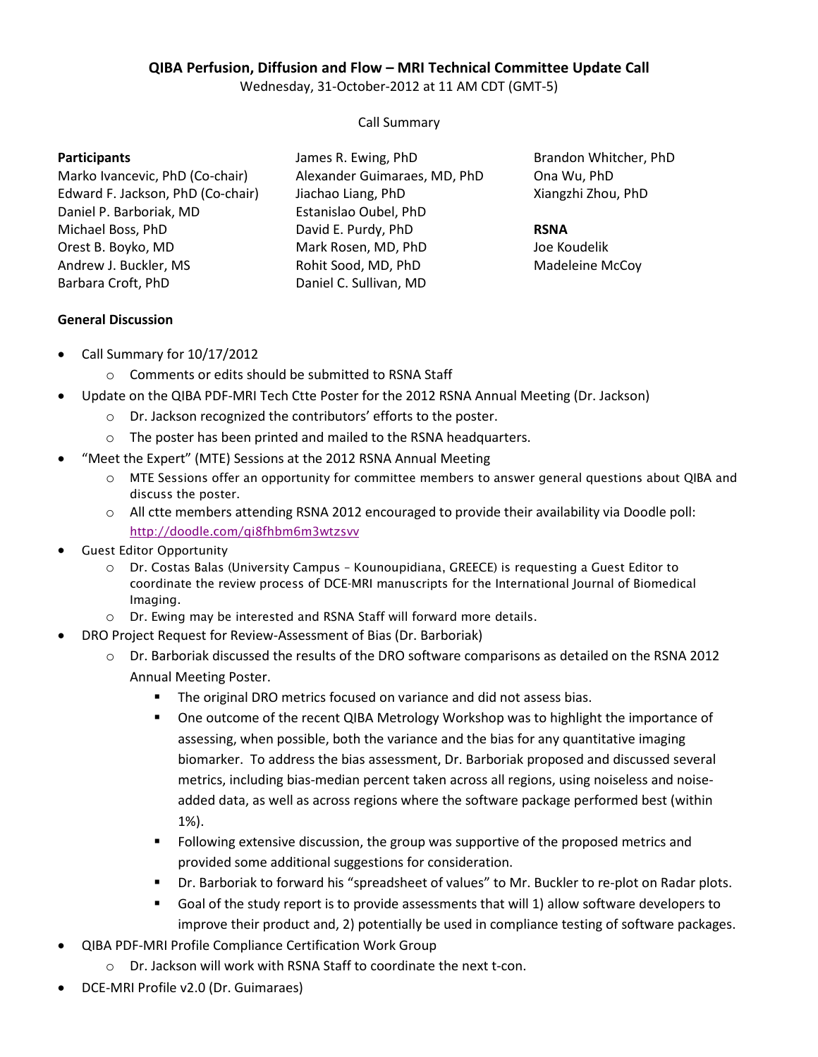# QIBA Perfusion, Diffusion and Flow – MRI Technical Committee Update Call

Wednesday, 31-October-2012 at 11 AM CDT (GMT-5)

Call Summary

**Participants**

Marko Ivancevic, PhD (Co-chair)
Edward F. Jackson, PhD (Co-chair)
Daniel P. Barboriak, MD
Michael Boss, PhD
Orest B. Boyko, MD
Andrew J. Buckler, MS
Barbara Croft, PhD
James R. Ewing, PhD
Alexander Guimaraes, MD, PhD
Jiachao Liang, PhD
Estanislao Oubel, PhD
David E. Purdy, PhD
Mark Rosen, MD, PhD
Rohit Sood, MD, PhD
Daniel C. Sullivan, MD
Brandon Whitcher, PhD
Ona Wu, PhD
Xiangzhi Zhou, PhD

**RSNA**

Joe Koudelik
Madeleine McCoy

**General Discussion**

- Call Summary for 10/17/2012
  - Comments or edits should be submitted to RSNA Staff
- Update on the QIBA PDF-MRI Tech Ctte Poster for the 2012 RSNA Annual Meeting (Dr. Jackson)
  - Dr. Jackson recognized the contributors' efforts to the poster.
  - The poster has been printed and mailed to the RSNA headquarters.
- "Meet the Expert" (MTE) Sessions at the 2012 RSNA Annual Meeting
  - MTE Sessions offer an opportunity for committee members to answer general questions about QIBA and discuss the poster.
  - All ctte members attending RSNA 2012 encouraged to provide their availability via Doodle poll: http://doodle.com/qi8fhbm6m3wtzsvv
- Guest Editor Opportunity
  - Dr. Costas Balas (University Campus – Kounoupidiana, GREECE) is requesting a Guest Editor to coordinate the review process of DCE-MRI manuscripts for the International Journal of Biomedical Imaging.
  - Dr. Ewing may be interested and RSNA Staff will forward more details.
- DRO Project Request for Review-Assessment of Bias (Dr. Barboriak)
  - Dr. Barboriak discussed the results of the DRO software comparisons as detailed on the RSNA 2012 Annual Meeting Poster.
    - The original DRO metrics focused on variance and did not assess bias.
    - One outcome of the recent QIBA Metrology Workshop was to highlight the importance of assessing, when possible, both the variance and the bias for any quantitative imaging biomarker. To address the bias assessment, Dr. Barboriak proposed and discussed several metrics, including bias-median percent taken across all regions, using noiseless and noise-added data, as well as across regions where the software package performed best (within 1%).
    - Following extensive discussion, the group was supportive of the proposed metrics and provided some additional suggestions for consideration.
    - Dr. Barboriak to forward his "spreadsheet of values" to Mr. Buckler to re-plot on Radar plots.
    - Goal of the study report is to provide assessments that will 1) allow software developers to improve their product and, 2) potentially be used in compliance testing of software packages.
- QIBA PDF-MRI Profile Compliance Certification Work Group
  - Dr. Jackson will work with RSNA Staff to coordinate the next t-con.
- DCE-MRI Profile v2.0 (Dr. Guimaraes)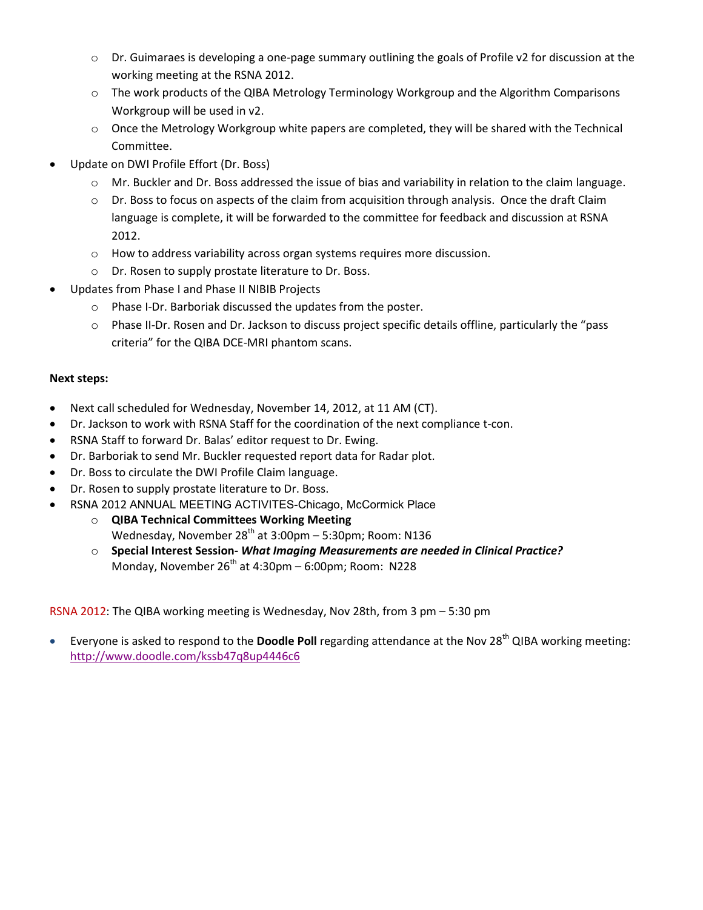- Dr. Guimaraes is developing a one-page summary outlining the goals of Profile v2 for discussion at the working meeting at the RSNA 2012.
  - The work products of the QIBA Metrology Terminology Workgroup and the Algorithm Comparisons Workgroup will be used in v2.
  - Once the Metrology Workgroup white papers are completed, they will be shared with the Technical Committee.
- Update on DWI Profile Effort (Dr. Boss)
  - Mr. Buckler and Dr. Boss addressed the issue of bias and variability in relation to the claim language.
  - Dr. Boss to focus on aspects of the claim from acquisition through analysis. Once the draft Claim language is complete, it will be forwarded to the committee for feedback and discussion at RSNA 2012.
  - How to address variability across organ systems requires more discussion.
  - Dr. Rosen to supply prostate literature to Dr. Boss.
- Updates from Phase I and Phase II NIBIB Projects
  - Phase I-Dr. Barboriak discussed the updates from the poster.
  - Phase II-Dr. Rosen and Dr. Jackson to discuss project specific details offline, particularly the "pass criteria" for the QIBA DCE-MRI phantom scans.

**Next steps:**

- Next call scheduled for Wednesday, November 14, 2012, at 11 AM (CT).
- Dr. Jackson to work with RSNA Staff for the coordination of the next compliance t-con.
- RSNA Staff to forward Dr. Balas' editor request to Dr. Ewing.
- Dr. Barboriak to send Mr. Buckler requested report data for Radar plot.
- Dr. Boss to circulate the DWI Profile Claim language.
- Dr. Rosen to supply prostate literature to Dr. Boss.
- RSNA 2012 ANNUAL MEETING ACTIVITES-Chicago, McCormick Place
  - **QIBA Technical Committees Working Meeting**
    Wednesday, November 28th at 3:00pm – 5:30pm; Room: N136
  - **Special Interest Session- *What Imaging Measurements are needed in Clinical Practice?***
    Monday, November 26th at 4:30pm – 6:00pm; Room: N228

RSNA 2012: The QIBA working meeting is Wednesday, Nov 28th, from 3 pm – 5:30 pm

- Everyone is asked to respond to the **Doodle Poll** regarding attendance at the Nov 28th QIBA working meeting: http://www.doodle.com/kssb47q8up4446c6